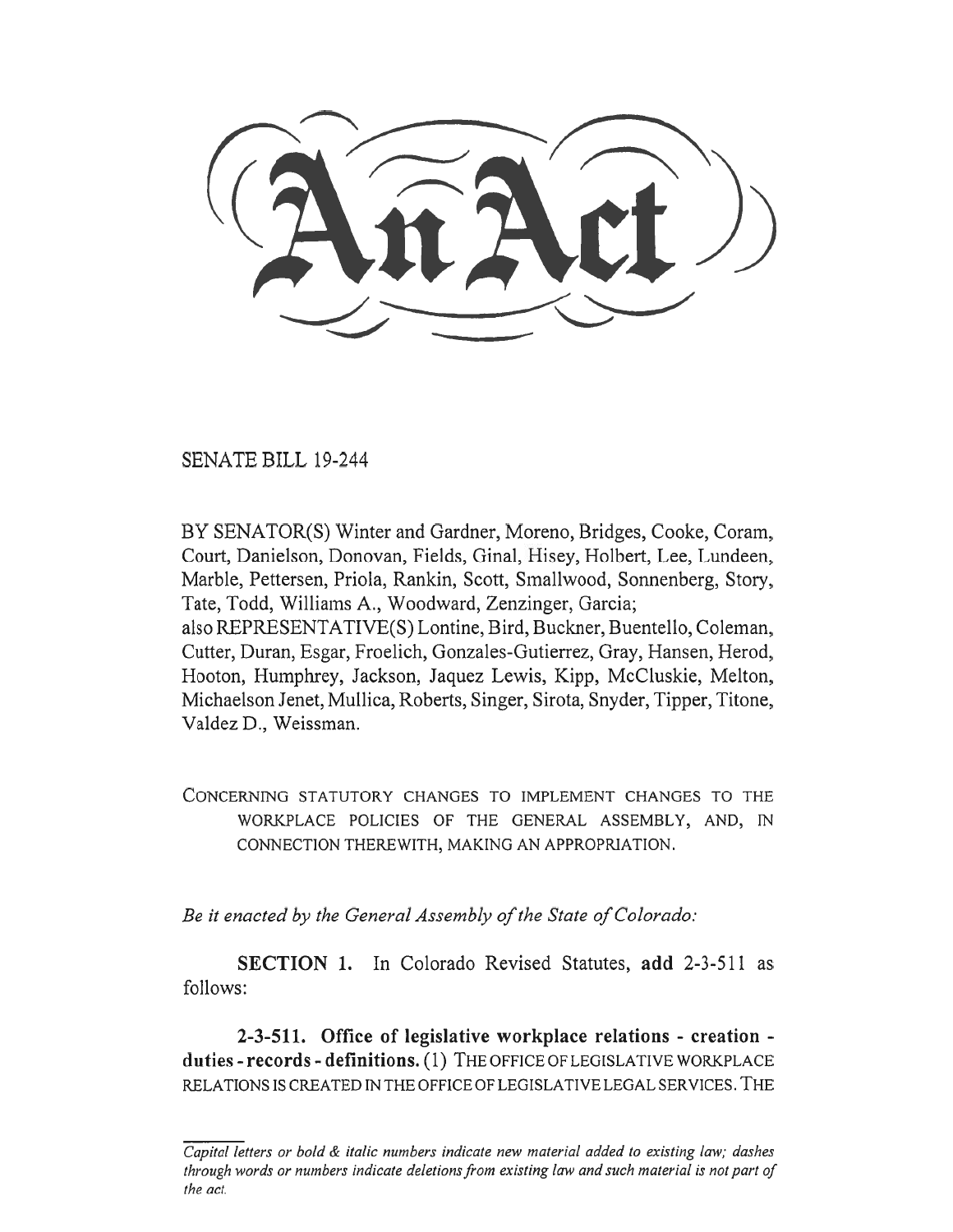# An Act

SENATE BILL 19-244

BY SENATOR(S) Winter and Gardner, Moreno, Bridges, Cooke, Coram, Court, Danielson, Donovan, Fields, Ginal, Hisey, Holbert, Lee, Lundeen, Marble, Pettersen, Priola, Rankin, Scott, Smallwood, Sonnenberg, Story, Tate, Todd, Williams A., Woodward, Zenzinger, Garcia;
also REPRESENTATIVE(S) Lontine, Bird, Buckner, Buentello, Coleman, Cutter, Duran, Esgar, Froelich, Gonzales-Gutierrez, Gray, Hansen, Herod, Hooton, Humphrey, Jackson, Jaquez Lewis, Kipp, McCluskie, Melton, Michaelson Jenet, Mullica, Roberts, Singer, Sirota, Snyder, Tipper, Titone, Valdez D., Weissman.

CONCERNING STATUTORY CHANGES TO IMPLEMENT CHANGES TO THE WORKPLACE POLICIES OF THE GENERAL ASSEMBLY, AND, IN CONNECTION THEREWITH, MAKING AN APPROPRIATION.

*Be it enacted by the General Assembly of the State of Colorado:*

**SECTION 1.** In Colorado Revised Statutes, **add** 2-3-511 as follows:

**2-3-511. Office of legislative workplace relations - creation - duties - records - definitions.** (1) THE OFFICE OF LEGISLATIVE WORKPLACE RELATIONS IS CREATED IN THE OFFICE OF LEGISLATIVE LEGAL SERVICES. THE

*Capital letters or bold & italic numbers indicate new material added to existing law; dashes through words or numbers indicate deletions from existing law and such material is not part of the act.*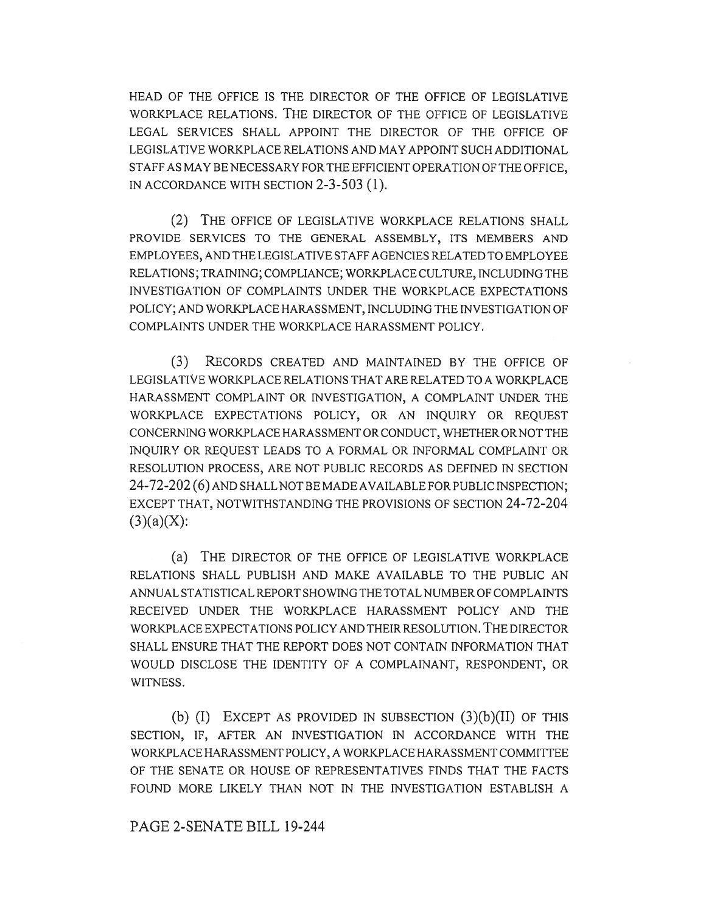HEAD OF THE OFFICE IS THE DIRECTOR OF THE OFFICE OF LEGISLATIVE WORKPLACE RELATIONS. THE DIRECTOR OF THE OFFICE OF LEGISLATIVE LEGAL SERVICES SHALL APPOINT THE DIRECTOR OF THE OFFICE OF LEGISLATIVE WORKPLACE RELATIONS AND MAY APPOINT SUCH ADDITIONAL STAFF AS MAY BE NECESSARY FOR THE EFFICIENT OPERATION OF THE OFFICE, IN ACCORDANCE WITH SECTION 2-3-503 (1).

(2) THE OFFICE OF LEGISLATIVE WORKPLACE RELATIONS SHALL PROVIDE SERVICES TO THE GENERAL ASSEMBLY, ITS MEMBERS AND EMPLOYEES, AND THE LEGISLATIVE STAFF AGENCIES RELATED TO EMPLOYEE RELATIONS; TRAINING; COMPLIANCE; WORKPLACE CULTURE, INCLUDING THE INVESTIGATION OF COMPLAINTS UNDER THE WORKPLACE EXPECTATIONS POLICY; AND WORKPLACE HARASSMENT, INCLUDING THE INVESTIGATION OF COMPLAINTS UNDER THE WORKPLACE HARASSMENT POLICY.

(3) RECORDS CREATED AND MAINTAINED BY THE OFFICE OF LEGISLATIVE WORKPLACE RELATIONS THAT ARE RELATED TO A WORKPLACE HARASSMENT COMPLAINT OR INVESTIGATION, A COMPLAINT UNDER THE WORKPLACE EXPECTATIONS POLICY, OR AN INQUIRY OR REQUEST CONCERNING WORKPLACE HARASSMENT OR CONDUCT, WHETHER OR NOT THE INQUIRY OR REQUEST LEADS TO A FORMAL OR INFORMAL COMPLAINT OR RESOLUTION PROCESS, ARE NOT PUBLIC RECORDS AS DEFINED IN SECTION 24-72-202 (6) AND SHALL NOT BE MADE AVAILABLE FOR PUBLIC INSPECTION; EXCEPT THAT, NOTWITHSTANDING THE PROVISIONS OF SECTION 24-72-204 (3)(a)(X):

(a) THE DIRECTOR OF THE OFFICE OF LEGISLATIVE WORKPLACE RELATIONS SHALL PUBLISH AND MAKE AVAILABLE TO THE PUBLIC AN ANNUAL STATISTICAL REPORT SHOWING THE TOTAL NUMBER OF COMPLAINTS RECEIVED UNDER THE WORKPLACE HARASSMENT POLICY AND THE WORKPLACE EXPECTATIONS POLICY AND THEIR RESOLUTION. THE DIRECTOR SHALL ENSURE THAT THE REPORT DOES NOT CONTAIN INFORMATION THAT WOULD DISCLOSE THE IDENTITY OF A COMPLAINANT, RESPONDENT, OR WITNESS.

(b) (I) EXCEPT AS PROVIDED IN SUBSECTION (3)(b)(II) OF THIS SECTION, IF, AFTER AN INVESTIGATION IN ACCORDANCE WITH THE WORKPLACE HARASSMENT POLICY, A WORKPLACE HARASSMENT COMMITTEE OF THE SENATE OR HOUSE OF REPRESENTATIVES FINDS THAT THE FACTS FOUND MORE LIKELY THAN NOT IN THE INVESTIGATION ESTABLISH A

PAGE 2-SENATE BILL 19-244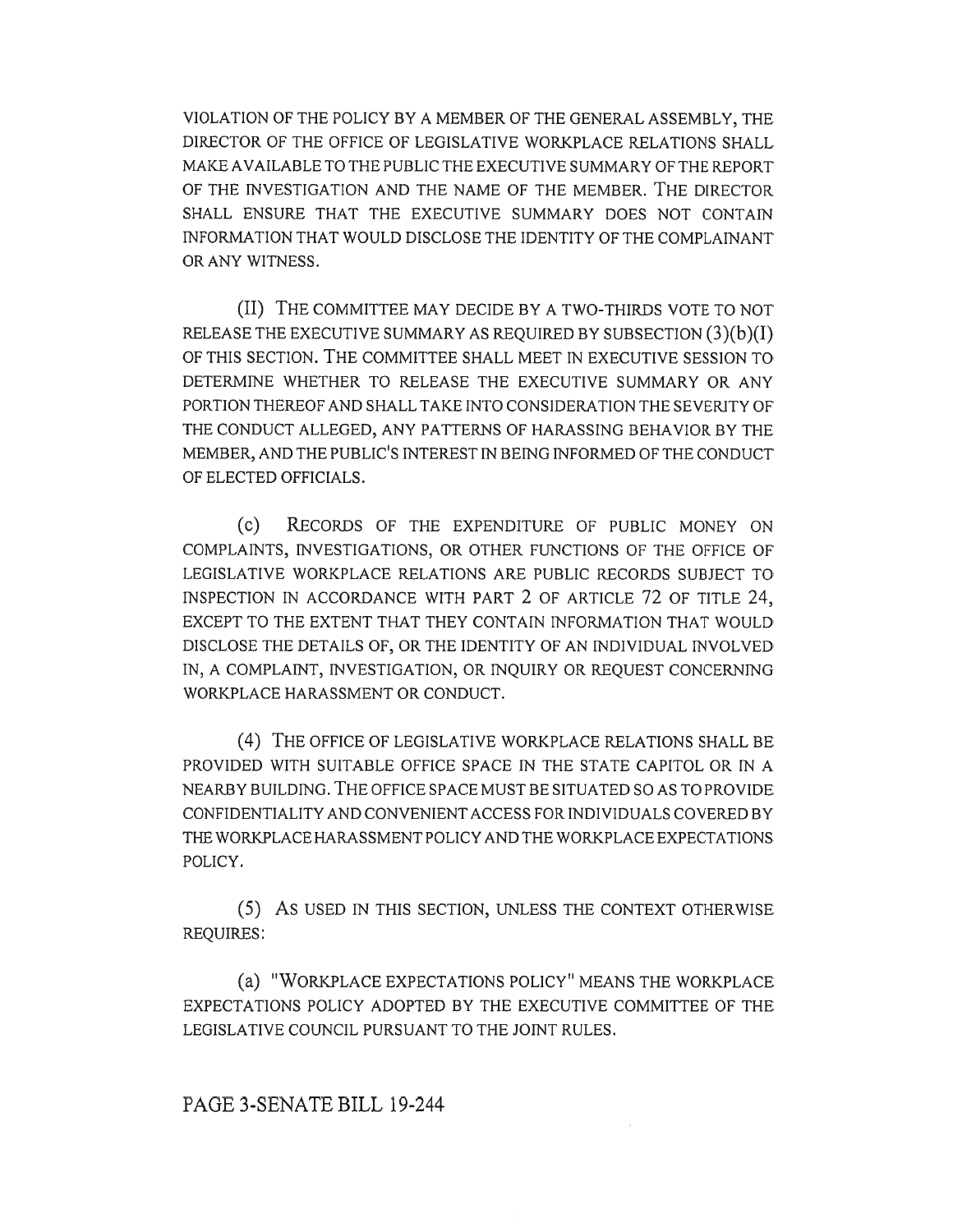VIOLATION OF THE POLICY BY A MEMBER OF THE GENERAL ASSEMBLY, THE DIRECTOR OF THE OFFICE OF LEGISLATIVE WORKPLACE RELATIONS SHALL MAKE AVAILABLE TO THE PUBLIC THE EXECUTIVE SUMMARY OF THE REPORT OF THE INVESTIGATION AND THE NAME OF THE MEMBER. THE DIRECTOR SHALL ENSURE THAT THE EXECUTIVE SUMMARY DOES NOT CONTAIN INFORMATION THAT WOULD DISCLOSE THE IDENTITY OF THE COMPLAINANT OR ANY WITNESS.

(II) THE COMMITTEE MAY DECIDE BY A TWO-THIRDS VOTE TO NOT RELEASE THE EXECUTIVE SUMMARY AS REQUIRED BY SUBSECTION (3)(b)(I) OF THIS SECTION. THE COMMITTEE SHALL MEET IN EXECUTIVE SESSION TO DETERMINE WHETHER TO RELEASE THE EXECUTIVE SUMMARY OR ANY PORTION THEREOF AND SHALL TAKE INTO CONSIDERATION THE SEVERITY OF THE CONDUCT ALLEGED, ANY PATTERNS OF HARASSING BEHAVIOR BY THE MEMBER, AND THE PUBLIC'S INTEREST IN BEING INFORMED OF THE CONDUCT OF ELECTED OFFICIALS.

(c) RECORDS OF THE EXPENDITURE OF PUBLIC MONEY ON COMPLAINTS, INVESTIGATIONS, OR OTHER FUNCTIONS OF THE OFFICE OF LEGISLATIVE WORKPLACE RELATIONS ARE PUBLIC RECORDS SUBJECT TO INSPECTION IN ACCORDANCE WITH PART 2 OF ARTICLE 72 OF TITLE 24, EXCEPT TO THE EXTENT THAT THEY CONTAIN INFORMATION THAT WOULD DISCLOSE THE DETAILS OF, OR THE IDENTITY OF AN INDIVIDUAL INVOLVED IN, A COMPLAINT, INVESTIGATION, OR INQUIRY OR REQUEST CONCERNING WORKPLACE HARASSMENT OR CONDUCT.

(4) THE OFFICE OF LEGISLATIVE WORKPLACE RELATIONS SHALL BE PROVIDED WITH SUITABLE OFFICE SPACE IN THE STATE CAPITOL OR IN A NEARBY BUILDING. THE OFFICE SPACE MUST BE SITUATED SO AS TO PROVIDE CONFIDENTIALITY AND CONVENIENT ACCESS FOR INDIVIDUALS COVERED BY THE WORKPLACE HARASSMENT POLICY AND THE WORKPLACE EXPECTATIONS POLICY.

(5) AS USED IN THIS SECTION, UNLESS THE CONTEXT OTHERWISE REQUIRES:

(a) "WORKPLACE EXPECTATIONS POLICY" MEANS THE WORKPLACE EXPECTATIONS POLICY ADOPTED BY THE EXECUTIVE COMMITTEE OF THE LEGISLATIVE COUNCIL PURSUANT TO THE JOINT RULES.

PAGE 3-SENATE BILL 19-244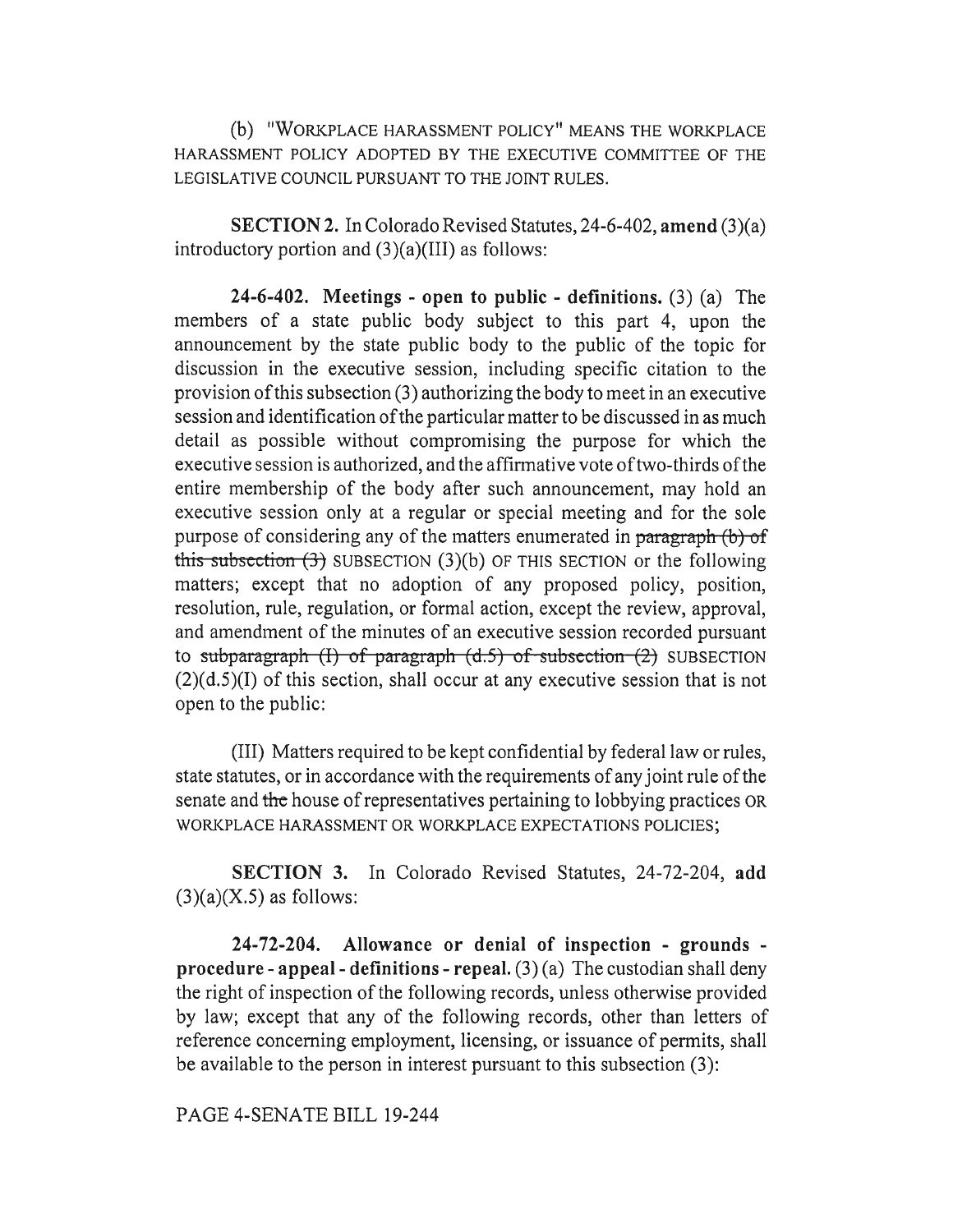(b) "WORKPLACE HARASSMENT POLICY" MEANS THE WORKPLACE HARASSMENT POLICY ADOPTED BY THE EXECUTIVE COMMITTEE OF THE LEGISLATIVE COUNCIL PURSUANT TO THE JOINT RULES.

**SECTION 2.** In Colorado Revised Statutes, 24-6-402, **amend** (3)(a) introductory portion and (3)(a)(III) as follows:

**24-6-402. Meetings - open to public - definitions.** (3) (a) The members of a state public body subject to this part 4, upon the announcement by the state public body to the public of the topic for discussion in the executive session, including specific citation to the provision of this subsection (3) authorizing the body to meet in an executive session and identification of the particular matter to be discussed in as much detail as possible without compromising the purpose for which the executive session is authorized, and the affirmative vote of two-thirds of the entire membership of the body after such announcement, may hold an executive session only at a regular or special meeting and for the sole purpose of considering any of the matters enumerated in ~~paragraph (b) of this subsection (3)~~ SUBSECTION (3)(b) OF THIS SECTION or the following matters; except that no adoption of any proposed policy, position, resolution, rule, regulation, or formal action, except the review, approval, and amendment of the minutes of an executive session recorded pursuant to ~~subparagraph (I) of paragraph (d.5) of subsection (2)~~ SUBSECTION (2)(d.5)(I) of this section, shall occur at any executive session that is not open to the public:

(III) Matters required to be kept confidential by federal law or rules, state statutes, or in accordance with the requirements of any joint rule of the senate and ~~the~~ house of representatives pertaining to lobbying practices OR WORKPLACE HARASSMENT OR WORKPLACE EXPECTATIONS POLICIES;

**SECTION 3.** In Colorado Revised Statutes, 24-72-204, **add** (3)(a)(X.5) as follows:

**24-72-204. Allowance or denial of inspection - grounds - procedure - appeal - definitions - repeal.** (3) (a) The custodian shall deny the right of inspection of the following records, unless otherwise provided by law; except that any of the following records, other than letters of reference concerning employment, licensing, or issuance of permits, shall be available to the person in interest pursuant to this subsection (3):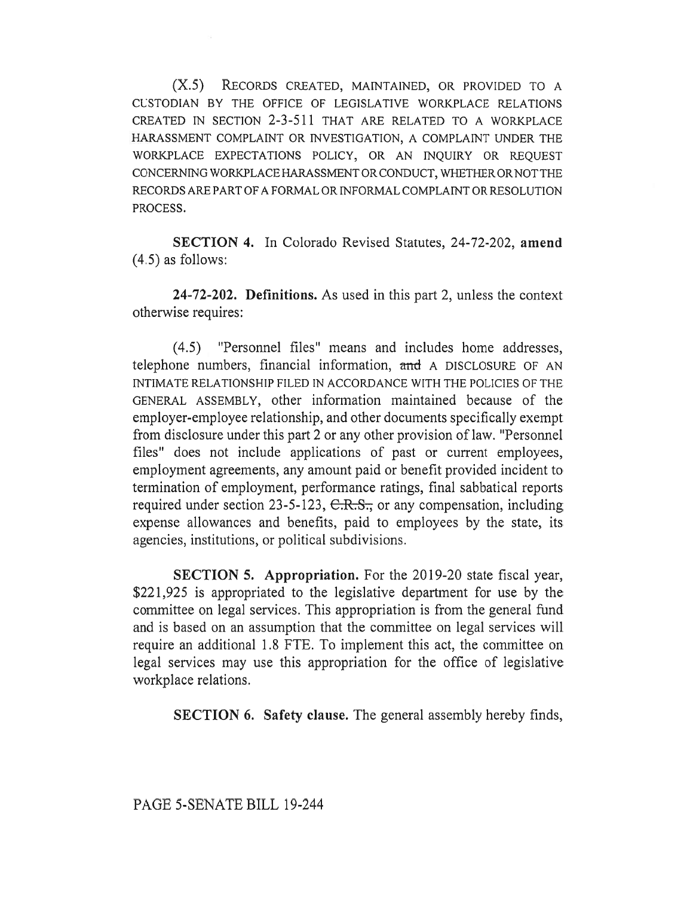(X.5) RECORDS CREATED, MAINTAINED, OR PROVIDED TO A CUSTODIAN BY THE OFFICE OF LEGISLATIVE WORKPLACE RELATIONS CREATED IN SECTION 2-3-511 THAT ARE RELATED TO A WORKPLACE HARASSMENT COMPLAINT OR INVESTIGATION, A COMPLAINT UNDER THE WORKPLACE EXPECTATIONS POLICY, OR AN INQUIRY OR REQUEST CONCERNING WORKPLACE HARASSMENT OR CONDUCT, WHETHER OR NOT THE RECORDS ARE PART OF A FORMAL OR INFORMAL COMPLAINT OR RESOLUTION PROCESS.

**SECTION 4.** In Colorado Revised Statutes, 24-72-202, **amend** (4.5) as follows:

**24-72-202. Definitions.** As used in this part 2, unless the context otherwise requires:

(4.5) "Personnel files" means and includes home addresses, telephone numbers, financial information, ~~and~~ A DISCLOSURE OF AN INTIMATE RELATIONSHIP FILED IN ACCORDANCE WITH THE POLICIES OF THE GENERAL ASSEMBLY, other information maintained because of the employer-employee relationship, and other documents specifically exempt from disclosure under this part 2 or any other provision of law. "Personnel files" does not include applications of past or current employees, employment agreements, any amount paid or benefit provided incident to termination of employment, performance ratings, final sabbatical reports required under section 23-5-123, ~~C.R.S.,~~ or any compensation, including expense allowances and benefits, paid to employees by the state, its agencies, institutions, or political subdivisions.

**SECTION 5. Appropriation.** For the 2019-20 state fiscal year, $221,925 is appropriated to the legislative department for use by the committee on legal services. This appropriation is from the general fund and is based on an assumption that the committee on legal services will require an additional 1.8 FTE. To implement this act, the committee on legal services may use this appropriation for the office of legislative workplace relations.

**SECTION 6. Safety clause.** The general assembly hereby finds,

PAGE 5-SENATE BILL 19-244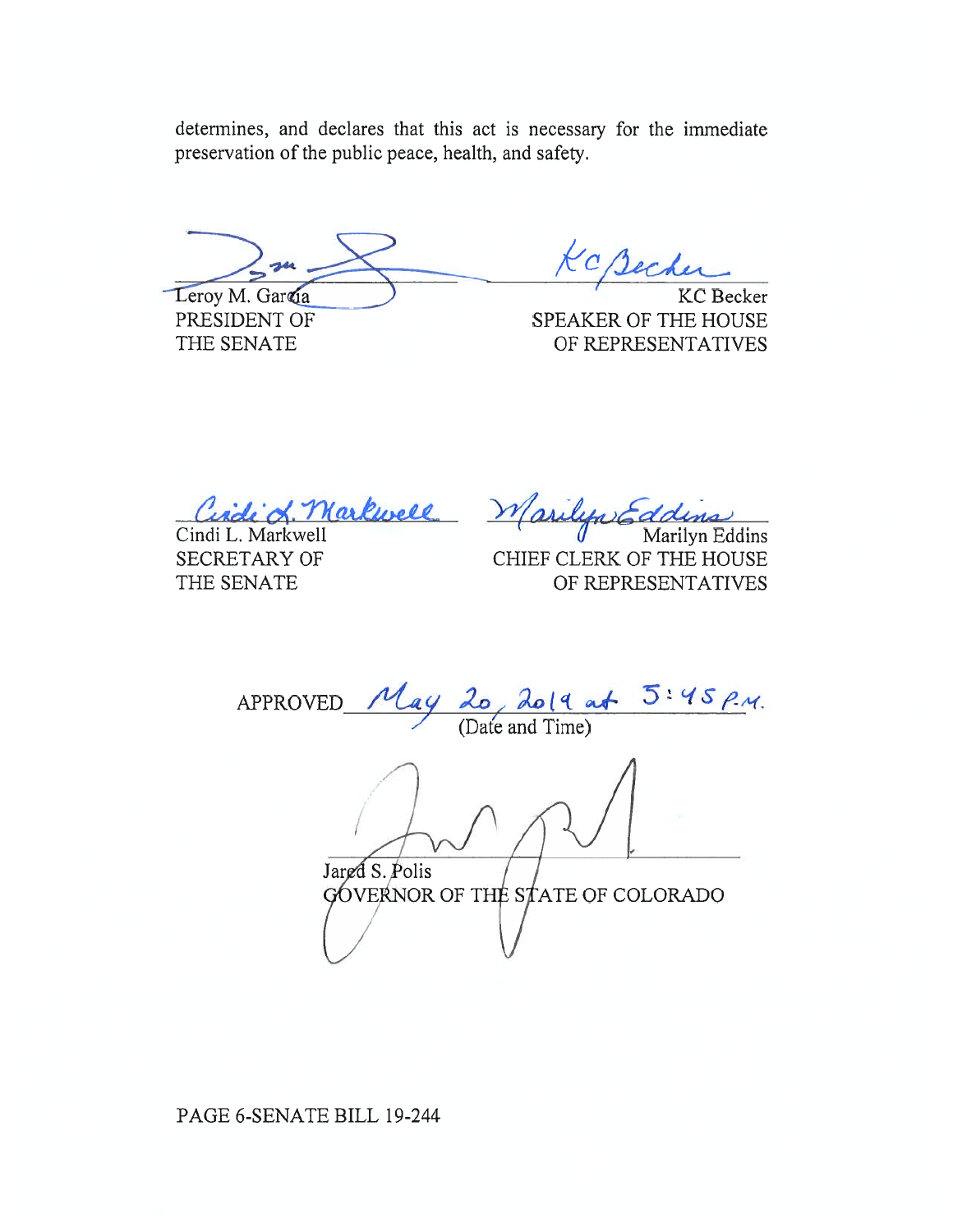determines, and declares that this act is necessary for the immediate preservation of the public peace, health, and safety.

Leroy M. Garcia
PRESIDENT OF
THE SENATE

KC Becker
SPEAKER OF THE HOUSE
OF REPRESENTATIVES

Cindi L. Markwell
SECRETARY OF
THE SENATE

Marilyn Eddins
CHIEF CLERK OF THE HOUSE
OF REPRESENTATIVES

APPROVED May 20, 2019 at 5:45 P.M.
(Date and Time)

Jared S. Polis
GOVERNOR OF THE STATE OF COLORADO

PAGE 6-SENATE BILL 19-244